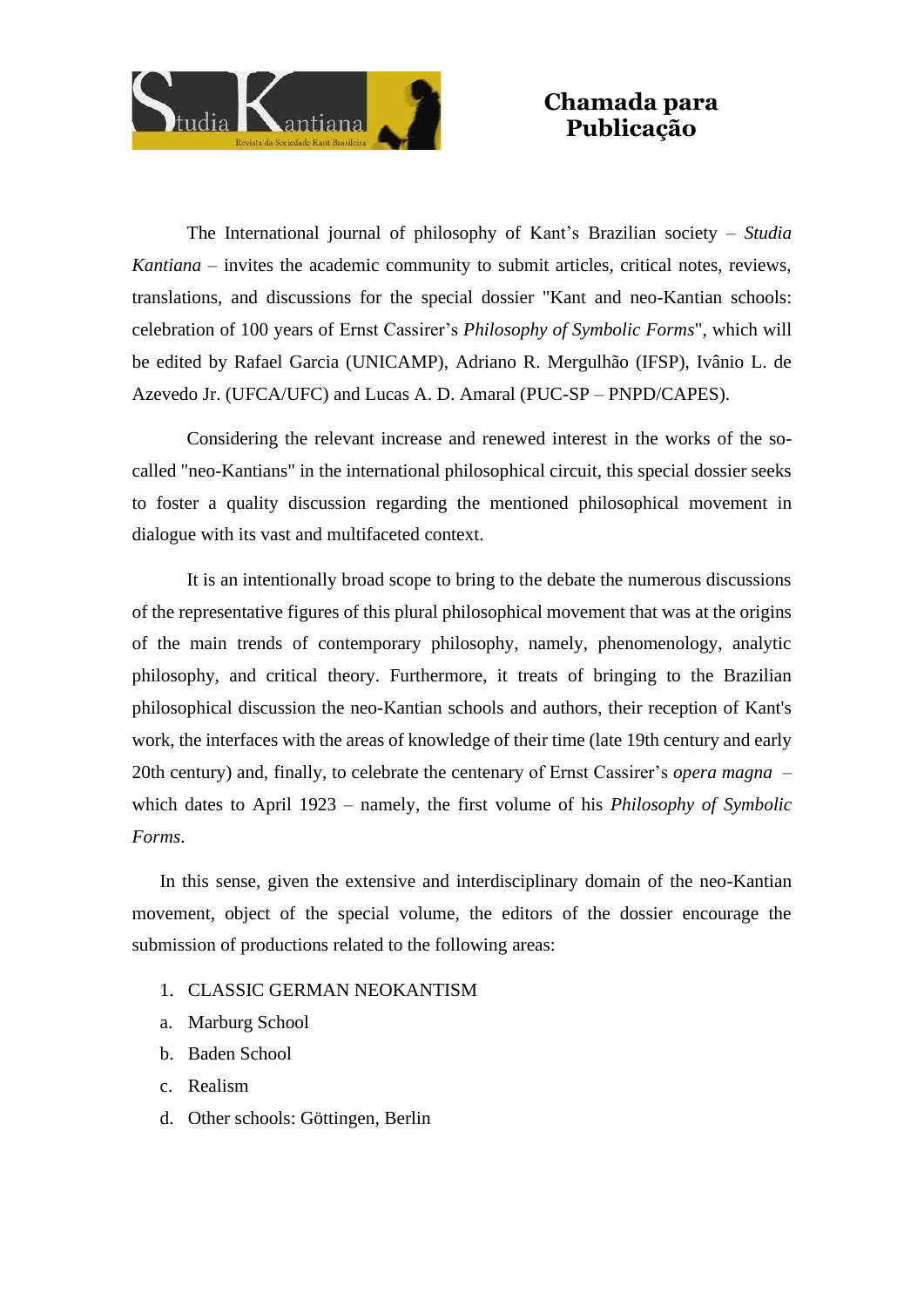# Chamada para Publicação

The International journal of philosophy of Kant's Brazilian society – *Studia Kantiana* – invites the academic community to submit articles, critical notes, reviews, translations, and discussions for the special dossier "Kant and neo-Kantian schools: celebration of 100 years of Ernst Cassirer's *Philosophy of Symbolic Forms*", which will be edited by Rafael Garcia (UNICAMP), Adriano R. Mergulhão (IFSP), Ivânio L. de Azevedo Jr. (UFCA/UFC) and Lucas A. D. Amaral (PUC-SP – PNPD/CAPES).

Considering the relevant increase and renewed interest in the works of the so-called "neo-Kantians" in the international philosophical circuit, this special dossier seeks to foster a quality discussion regarding the mentioned philosophical movement in dialogue with its vast and multifaceted context.

It is an intentionally broad scope to bring to the debate the numerous discussions of the representative figures of this plural philosophical movement that was at the origins of the main trends of contemporary philosophy, namely, phenomenology, analytic philosophy, and critical theory. Furthermore, it treats of bringing to the Brazilian philosophical discussion the neo-Kantian schools and authors, their reception of Kant's work, the interfaces with the areas of knowledge of their time (late 19th century and early 20th century) and, finally, to celebrate the centenary of Ernst Cassirer's *opera magna* – which dates to April 1923 – namely, the first volume of his *Philosophy of Symbolic Forms*.

In this sense, given the extensive and interdisciplinary domain of the neo-Kantian movement, object of the special volume, the editors of the dossier encourage the submission of productions related to the following areas:

1. CLASSIC GERMAN NEOKANTISM
   a. Marburg School
   b. Baden School
   c. Realism
   d. Other schools: Göttingen, Berlin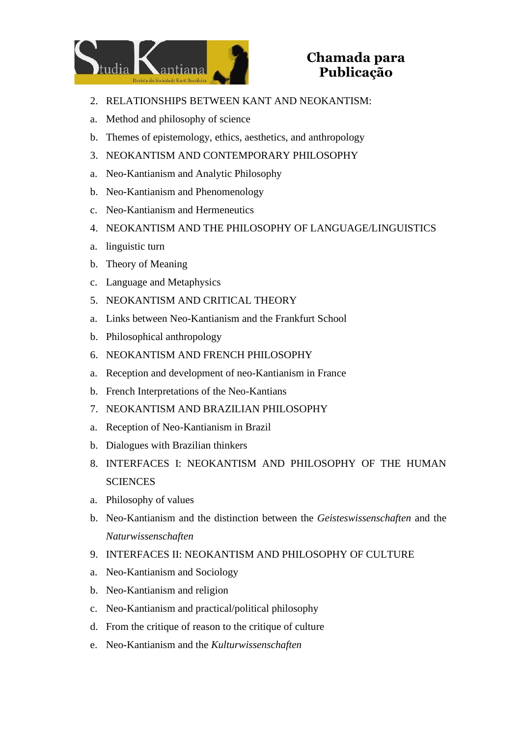2. RELATIONSHIPS BETWEEN KANT AND NEOKANTISM:
   a. Method and philosophy of science
   b. Themes of epistemology, ethics, aesthetics, and anthropology
3. NEOKANTISM AND CONTEMPORARY PHILOSOPHY
   a. Neo-Kantianism and Analytic Philosophy
   b. Neo-Kantianism and Phenomenology
   c. Neo-Kantianism and Hermeneutics
4. NEOKANTISM AND THE PHILOSOPHY OF LANGUAGE/LINGUISTICS
   a. linguistic turn
   b. Theory of Meaning
   c. Language and Metaphysics
5. NEOKANTISM AND CRITICAL THEORY
   a. Links between Neo-Kantianism and the Frankfurt School
   b. Philosophical anthropology
6. NEOKANTISM AND FRENCH PHILOSOPHY
   a. Reception and development of neo-Kantianism in France
   b. French Interpretations of the Neo-Kantians
7. NEOKANTISM AND BRAZILIAN PHILOSOPHY
   a. Reception of Neo-Kantianism in Brazil
   b. Dialogues with Brazilian thinkers
8. INTERFACES I: NEOKANTISM AND PHILOSOPHY OF THE HUMAN SCIENCES
   a. Philosophy of values
   b. Neo-Kantianism and the distinction between the *Geisteswissenschaften* and the *Naturwissenschaften*
9. INTERFACES II: NEOKANTISM AND PHILOSOPHY OF CULTURE
   a. Neo-Kantianism and Sociology
   b. Neo-Kantianism and religion
   c. Neo-Kantianism and practical/political philosophy
   d. From the critique of reason to the critique of culture
   e. Neo-Kantianism and the *Kulturwissenschaften*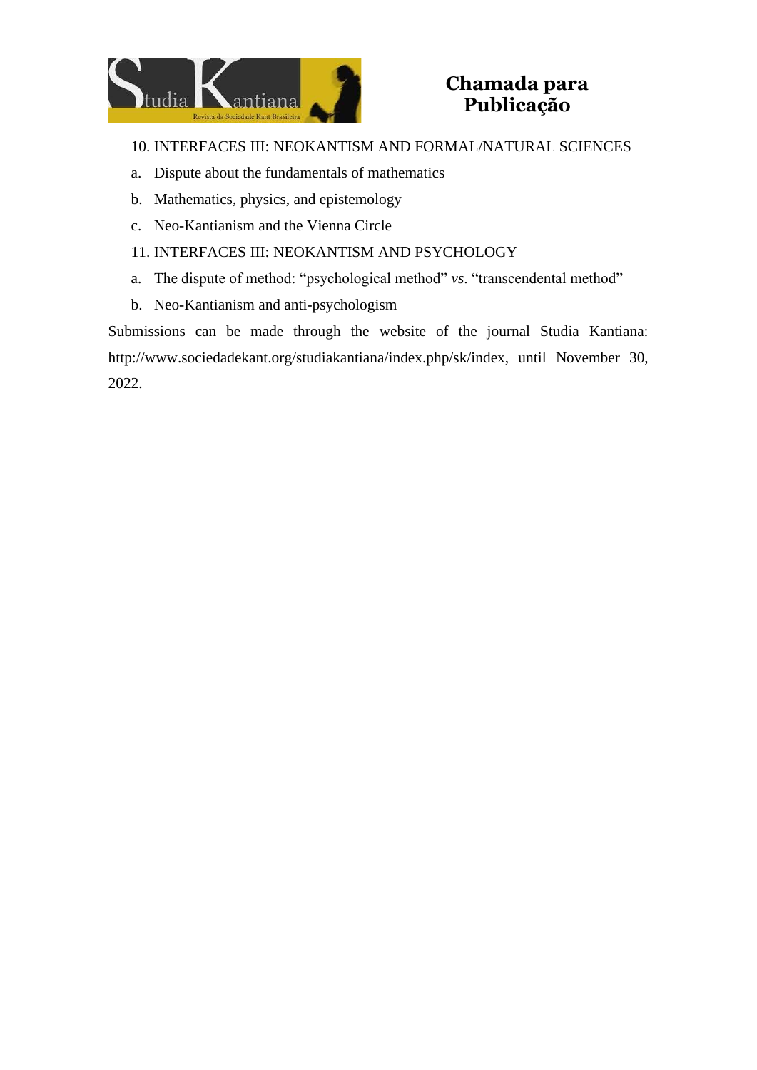10. INTERFACES III: NEOKANTISM AND FORMAL/NATURAL SCIENCES

a. Dispute about the fundamentals of mathematics

b. Mathematics, physics, and epistemology

c. Neo-Kantianism and the Vienna Circle

11. INTERFACES III: NEOKANTISM AND PSYCHOLOGY

a. The dispute of method: "psychological method" *vs*. "transcendental method"

b. Neo-Kantianism and anti-psychologism

Submissions can be made through the website of the journal Studia Kantiana: http://www.sociedadekant.org/studiakantiana/index.php/sk/index, until November 30, 2022.